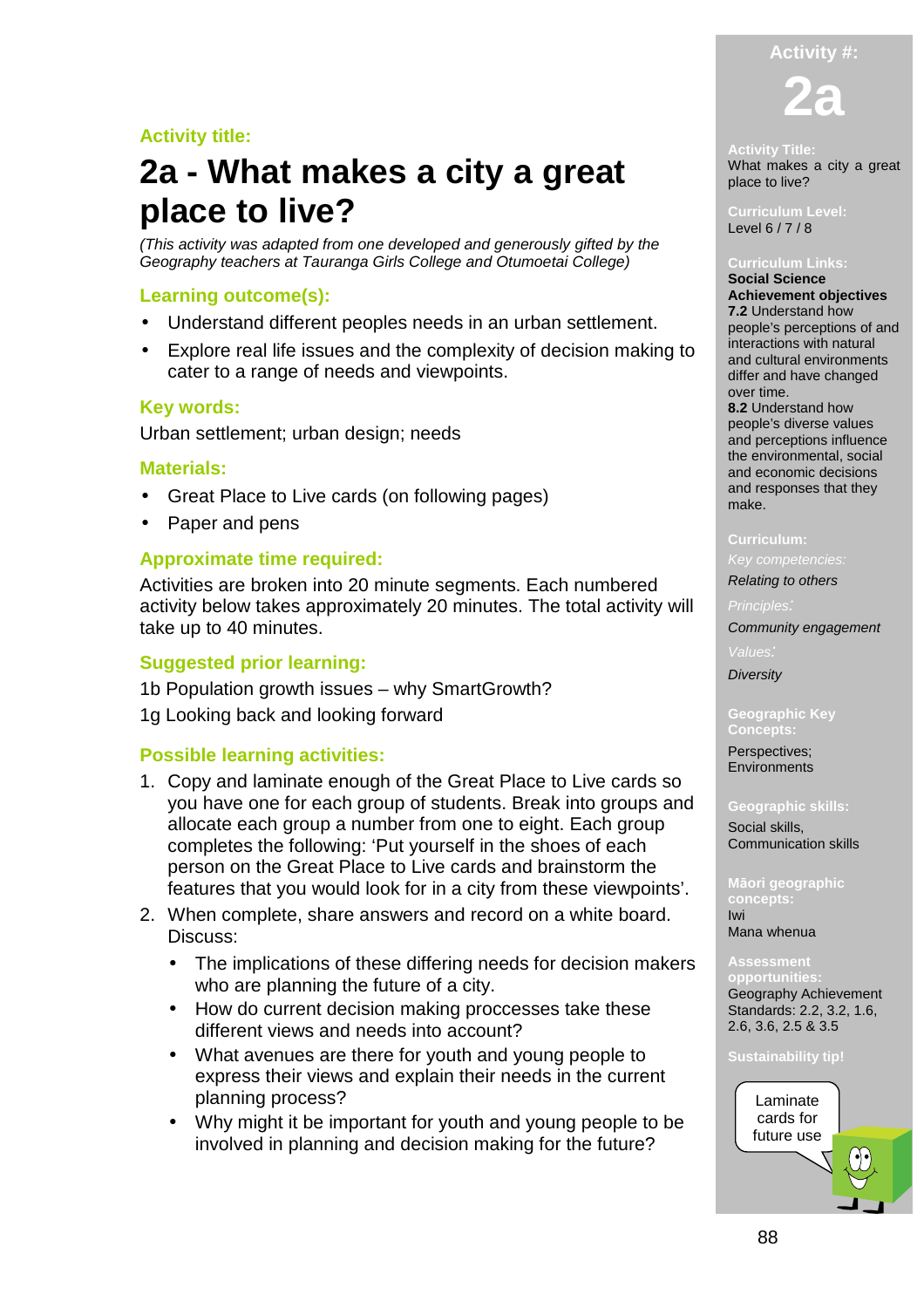Activity title:

# 2a - What makes a city a great place to live?

*(This activity was adapted from one developed and generously gifted by the Geography teachers at Tauranga Girls College and Otumoetai College)*

## Learning outcome(s):

- Understand different peoples needs in an urban settlement.
- Explore real life issues and the complexity of decision making to cater to a range of needs and viewpoints.

## Key words:

Urban settlement; urban design; needs

## Materials:

- Great Place to Live cards (on following pages)
- Paper and pens

## Approximate time required:

Activities are broken into 20 minute segments. Each numbered activity below takes approximately 20 minutes. The total activity will take up to 40 minutes.

## Suggested prior learning:

1b Population growth issues – why SmartGrowth?

1g Looking back and looking forward

## Possible learning activities:

1. Copy and laminate enough of the Great Place to Live cards so you have one for each group of students. Break into groups and allocate each group a number from one to eight. Each group completes the following: 'Put yourself in the shoes of each person on the Great Place to Live cards and brainstorm the features that you would look for in a city from these viewpoints'.
2. When complete, share answers and record on a white board. Discuss:
   - The implications of these differing needs for decision makers who are planning the future of a city.
   - How do current decision making proccesses take these different views and needs into account?
   - What avenues are there for youth and young people to express their views and explain their needs in the current planning process?
   - Why might it be important for youth and young people to be involved in planning and decision making for the future?

---

**Activity #:** **2a**

**Activity Title:**
What makes a city a great place to live?

**Curriculum Level:**
Level 6 / 7 / 8

**Curriculum Links:**
**Social Science**
**Achievement objectives**
**7.2** Understand how people's perceptions of and interactions with natural and cultural environments differ and have changed over time.
**8.2** Understand how people's diverse values and perceptions influence the environmental, social and economic decisions and responses that they make.

**Curriculum:**
*Key competencies:*
*Relating to others*
*Principles:*
*Community engagement*
*Values:*
*Diversity*

**Geographic Key Concepts:**
Perspectives; Environments

**Geographic skills:**
Social skills, Communication skills

**Māori geographic concepts:**
Iwi
Mana whenua

**Assessment opportunities:**
Geography Achievement Standards: 2.2, 3.2, 1.6, 2.6, 3.6, 2.5 & 3.5

**Sustainability tip!**
Laminate cards for future use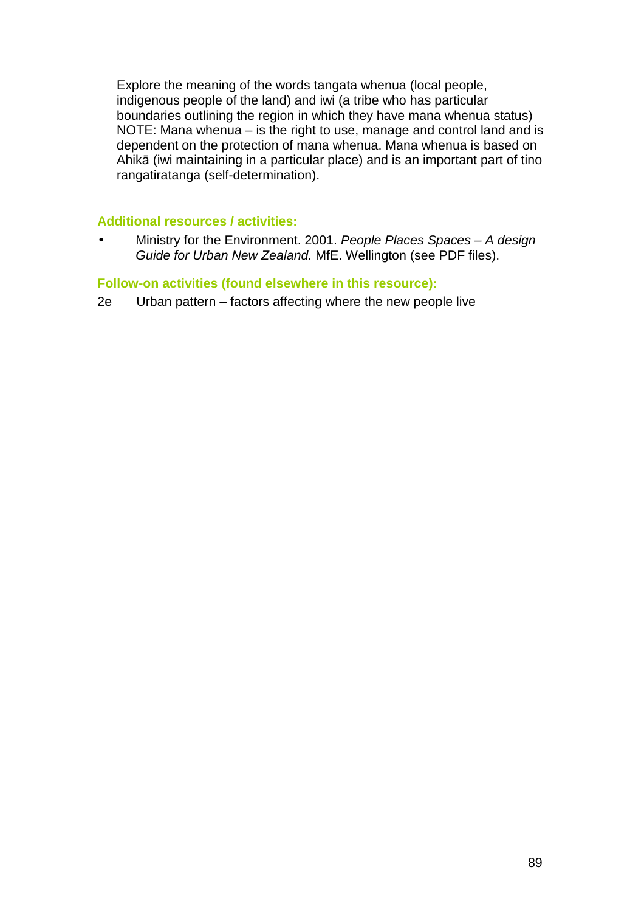Explore the meaning of the words tangata whenua (local people, indigenous people of the land) and iwi (a tribe who has particular boundaries outlining the region in which they have mana whenua status) NOTE: Mana whenua – is the right to use, manage and control land and is dependent on the protection of mana whenua. Mana whenua is based on Ahikā (iwi maintaining in a particular place) and is an important part of tino rangatiratanga (self-determination).

### Additional resources / activities:

- Ministry for the Environment. 2001. *People Places Spaces – A design Guide for Urban New Zealand.* MfE. Wellington (see PDF files).

### Follow-on activities (found elsewhere in this resource):

2e Urban pattern – factors affecting where the new people live